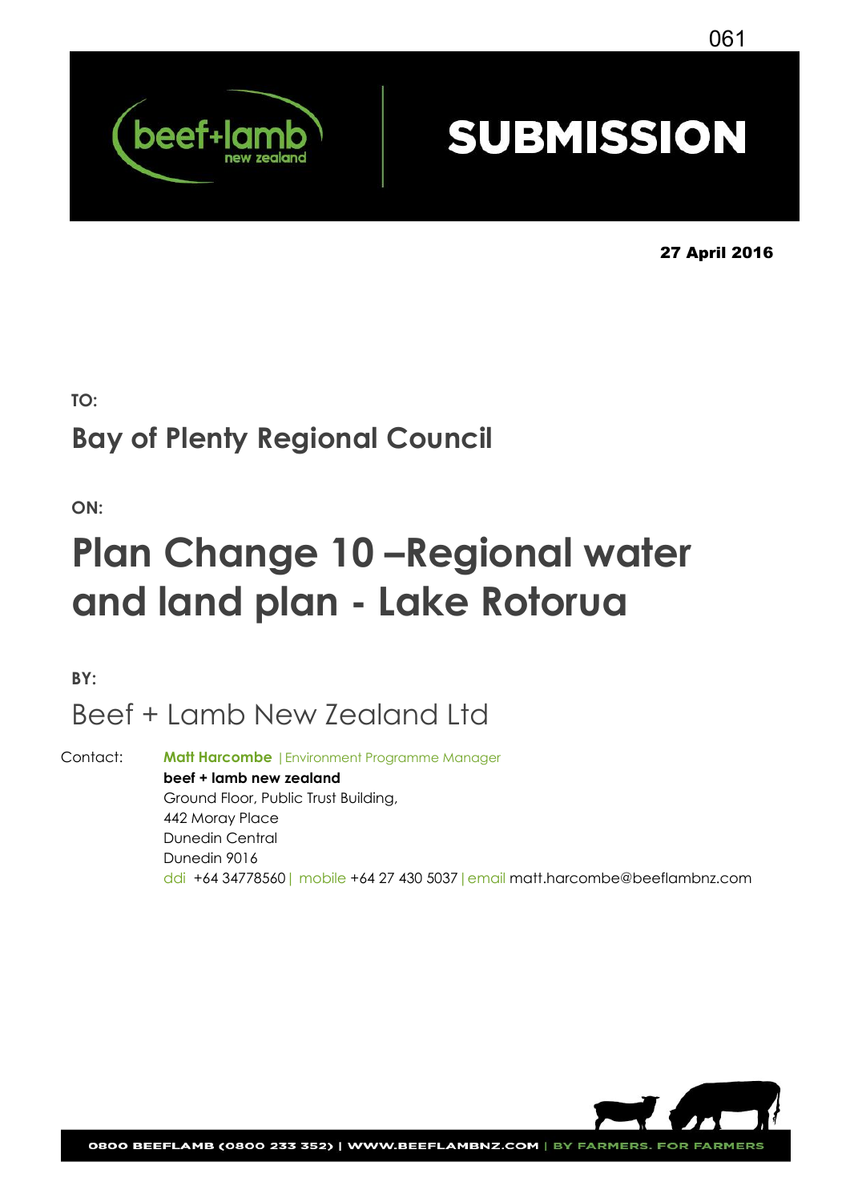# SUBMISSION

**27 April 2016**

**TO:**

## Bay of Plenty Regional Council

**ON:**

# Plan Change 10 –Regional water and land plan - Lake Rotorua

**BY:**

## Beef + Lamb New Zealand Ltd

Contact: **Matt Harcombe** | Environment Programme Manager
**beef + lamb new zealand**
Ground Floor, Public Trust Building,
442 Moray Place
Dunedin Central
Dunedin 9016
ddi +64 34778560 | mobile +64 27 430 5037 | email matt.harcombe@beeflambnz.com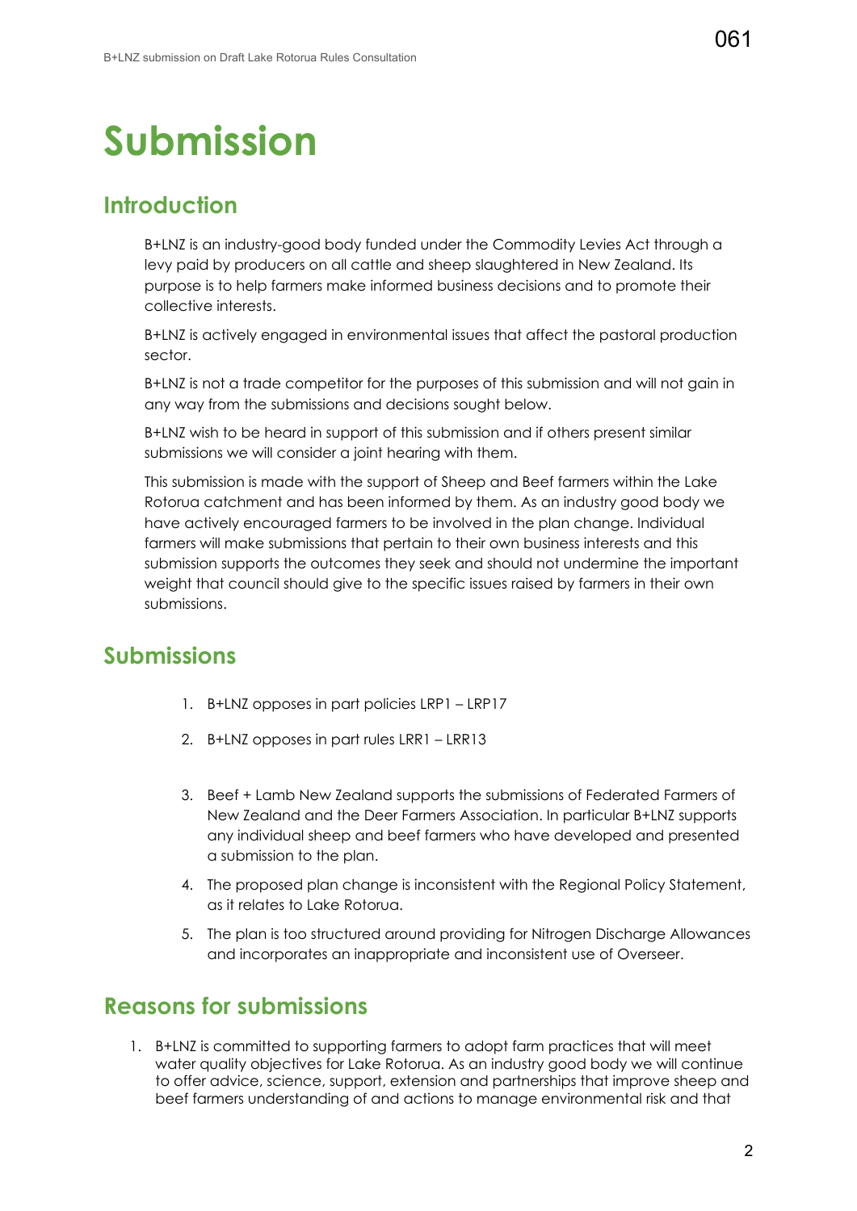# Submission

## Introduction

B+LNZ is an industry-good body funded under the Commodity Levies Act through a levy paid by producers on all cattle and sheep slaughtered in New Zealand. Its purpose is to help farmers make informed business decisions and to promote their collective interests.

B+LNZ is actively engaged in environmental issues that affect the pastoral production sector.

B+LNZ is not a trade competitor for the purposes of this submission and will not gain in any way from the submissions and decisions sought below.

B+LNZ wish to be heard in support of this submission and if others present similar submissions we will consider a joint hearing with them.

This submission is made with the support of Sheep and Beef farmers within the Lake Rotorua catchment and has been informed by them. As an industry good body we have actively encouraged farmers to be involved in the plan change. Individual farmers will make submissions that pertain to their own business interests and this submission supports the outcomes they seek and should not undermine the important weight that council should give to the specific issues raised by farmers in their own submissions.

## Submissions

1. B+LNZ opposes in part policies LRP1 – LRP17
2. B+LNZ opposes in part rules LRR1 – LRR13
3. Beef + Lamb New Zealand supports the submissions of Federated Farmers of New Zealand and the Deer Farmers Association. In particular B+LNZ supports any individual sheep and beef farmers who have developed and presented a submission to the plan.
4. The proposed plan change is inconsistent with the Regional Policy Statement, as it relates to Lake Rotorua.
5. The plan is too structured around providing for Nitrogen Discharge Allowances and incorporates an inappropriate and inconsistent use of Overseer.

## Reasons for submissions

1. B+LNZ is committed to supporting farmers to adopt farm practices that will meet water quality objectives for Lake Rotorua. As an industry good body we will continue to offer advice, science, support, extension and partnerships that improve sheep and beef farmers understanding of and actions to manage environmental risk and that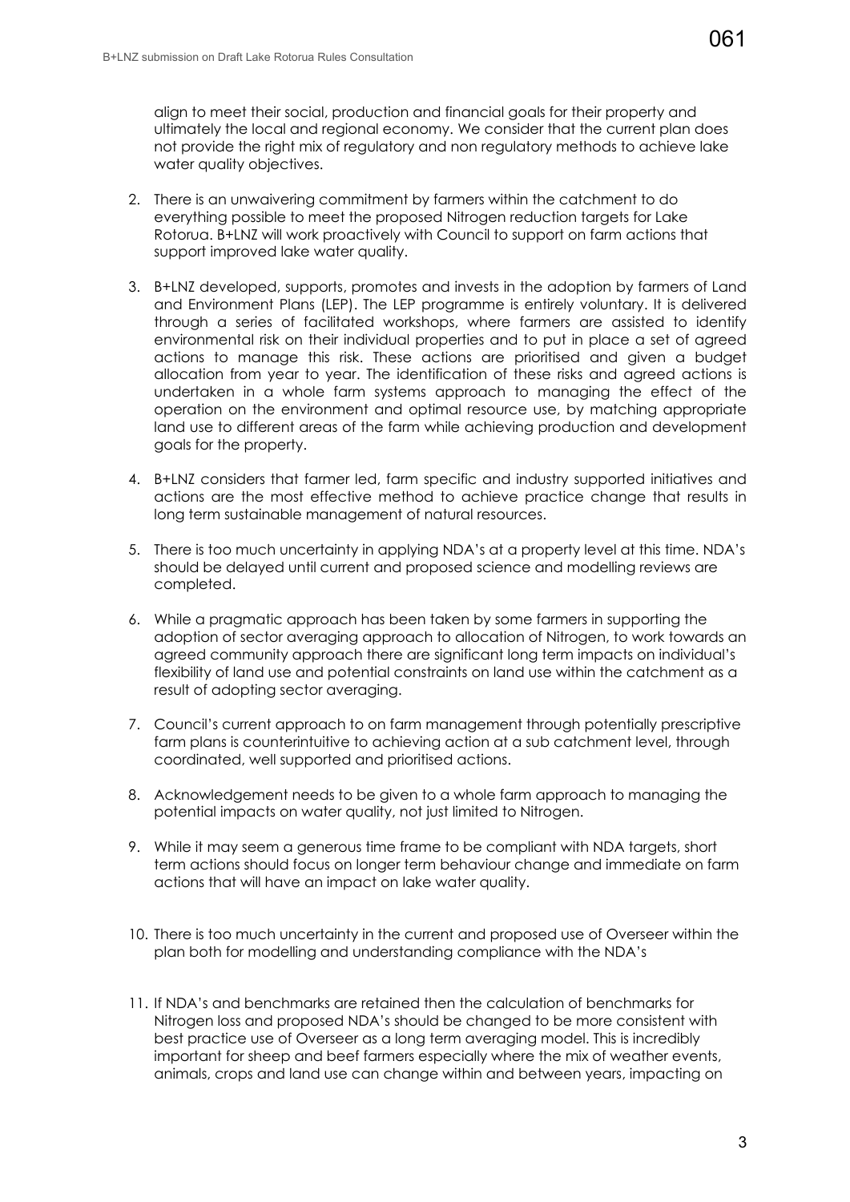align to meet their social, production and financial goals for their property and ultimately the local and regional economy. We consider that the current plan does not provide the right mix of regulatory and non regulatory methods to achieve lake water quality objectives.

2. There is an unwaivering commitment by farmers within the catchment to do everything possible to meet the proposed Nitrogen reduction targets for Lake Rotorua. B+LNZ will work proactively with Council to support on farm actions that support improved lake water quality.

3. B+LNZ developed, supports, promotes and invests in the adoption by farmers of Land and Environment Plans (LEP). The LEP programme is entirely voluntary. It is delivered through a series of facilitated workshops, where farmers are assisted to identify environmental risk on their individual properties and to put in place a set of agreed actions to manage this risk. These actions are prioritised and given a budget allocation from year to year. The identification of these risks and agreed actions is undertaken in a whole farm systems approach to managing the effect of the operation on the environment and optimal resource use, by matching appropriate land use to different areas of the farm while achieving production and development goals for the property.

4. B+LNZ considers that farmer led, farm specific and industry supported initiatives and actions are the most effective method to achieve practice change that results in long term sustainable management of natural resources.

5. There is too much uncertainty in applying NDA's at a property level at this time. NDA's should be delayed until current and proposed science and modelling reviews are completed.

6. While a pragmatic approach has been taken by some farmers in supporting the adoption of sector averaging approach to allocation of Nitrogen, to work towards an agreed community approach there are significant long term impacts on individual's flexibility of land use and potential constraints on land use within the catchment as a result of adopting sector averaging.

7. Council's current approach to on farm management through potentially prescriptive farm plans is counterintuitive to achieving action at a sub catchment level, through coordinated, well supported and prioritised actions.

8. Acknowledgement needs to be given to a whole farm approach to managing the potential impacts on water quality, not just limited to Nitrogen.

9. While it may seem a generous time frame to be compliant with NDA targets, short term actions should focus on longer term behaviour change and immediate on farm actions that will have an impact on lake water quality.

10. There is too much uncertainty in the current and proposed use of Overseer within the plan both for modelling and understanding compliance with the NDA's

11. If NDA's and benchmarks are retained then the calculation of benchmarks for Nitrogen loss and proposed NDA's should be changed to be more consistent with best practice use of Overseer as a long term averaging model. This is incredibly important for sheep and beef farmers especially where the mix of weather events, animals, crops and land use can change within and between years, impacting on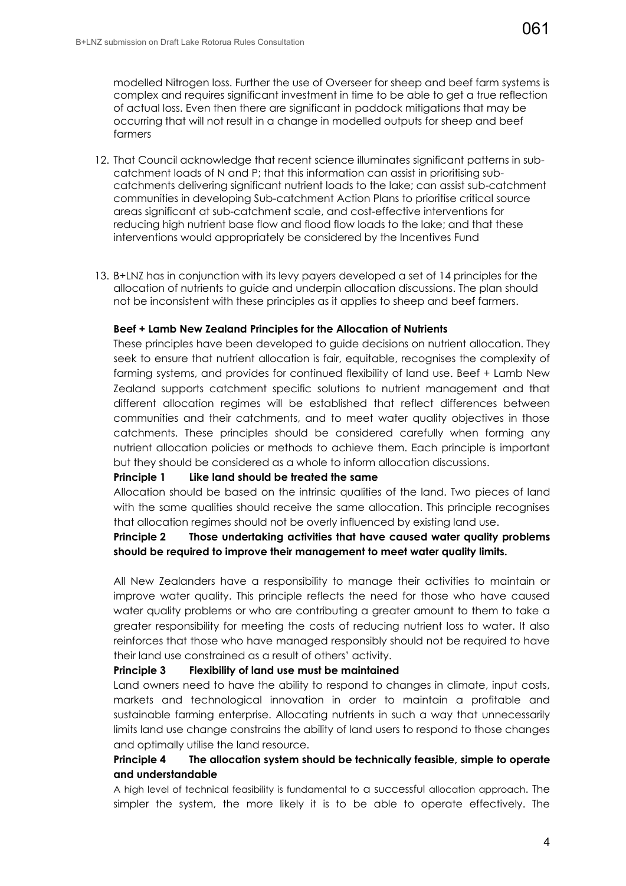modelled Nitrogen loss. Further the use of Overseer for sheep and beef farm systems is complex and requires significant investment in time to be able to get a true reflection of actual loss. Even then there are significant in paddock mitigations that may be occurring that will not result in a change in modelled outputs for sheep and beef farmers

12. That Council acknowledge that recent science illuminates significant patterns in sub-catchment loads of N and P; that this information can assist in prioritising sub-catchments delivering significant nutrient loads to the lake; can assist sub-catchment communities in developing Sub-catchment Action Plans to prioritise critical source areas significant at sub-catchment scale, and cost-effective interventions for reducing high nutrient base flow and flood flow loads to the lake; and that these interventions would appropriately be considered by the Incentives Fund

13. B+LNZ has in conjunction with its levy payers developed a set of 14 principles for the allocation of nutrients to guide and underpin allocation discussions. The plan should not be inconsistent with these principles as it applies to sheep and beef farmers.

**Beef + Lamb New Zealand Principles for the Allocation of Nutrients**

These principles have been developed to guide decisions on nutrient allocation. They seek to ensure that nutrient allocation is fair, equitable, recognises the complexity of farming systems, and provides for continued flexibility of land use. Beef + Lamb New Zealand supports catchment specific solutions to nutrient management and that different allocation regimes will be established that reflect differences between communities and their catchments, and to meet water quality objectives in those catchments. These principles should be considered carefully when forming any nutrient allocation policies or methods to achieve them. Each principle is important but they should be considered as a whole to inform allocation discussions.

**Principle 1 Like land should be treated the same**

Allocation should be based on the intrinsic qualities of the land. Two pieces of land with the same qualities should receive the same allocation. This principle recognises that allocation regimes should not be overly influenced by existing land use.

**Principle 2 Those undertaking activities that have caused water quality problems should be required to improve their management to meet water quality limits.**

All New Zealanders have a responsibility to manage their activities to maintain or improve water quality. This principle reflects the need for those who have caused water quality problems or who are contributing a greater amount to them to take a greater responsibility for meeting the costs of reducing nutrient loss to water. It also reinforces that those who have managed responsibly should not be required to have their land use constrained as a result of others' activity.

**Principle 3 Flexibility of land use must be maintained**

Land owners need to have the ability to respond to changes in climate, input costs, markets and technological innovation in order to maintain a profitable and sustainable farming enterprise. Allocating nutrients in such a way that unnecessarily limits land use change constrains the ability of land users to respond to those changes and optimally utilise the land resource.

**Principle 4 The allocation system should be technically feasible, simple to operate and understandable**

A high level of technical feasibility is fundamental to a successful allocation approach. The simpler the system, the more likely it is to be able to operate effectively. The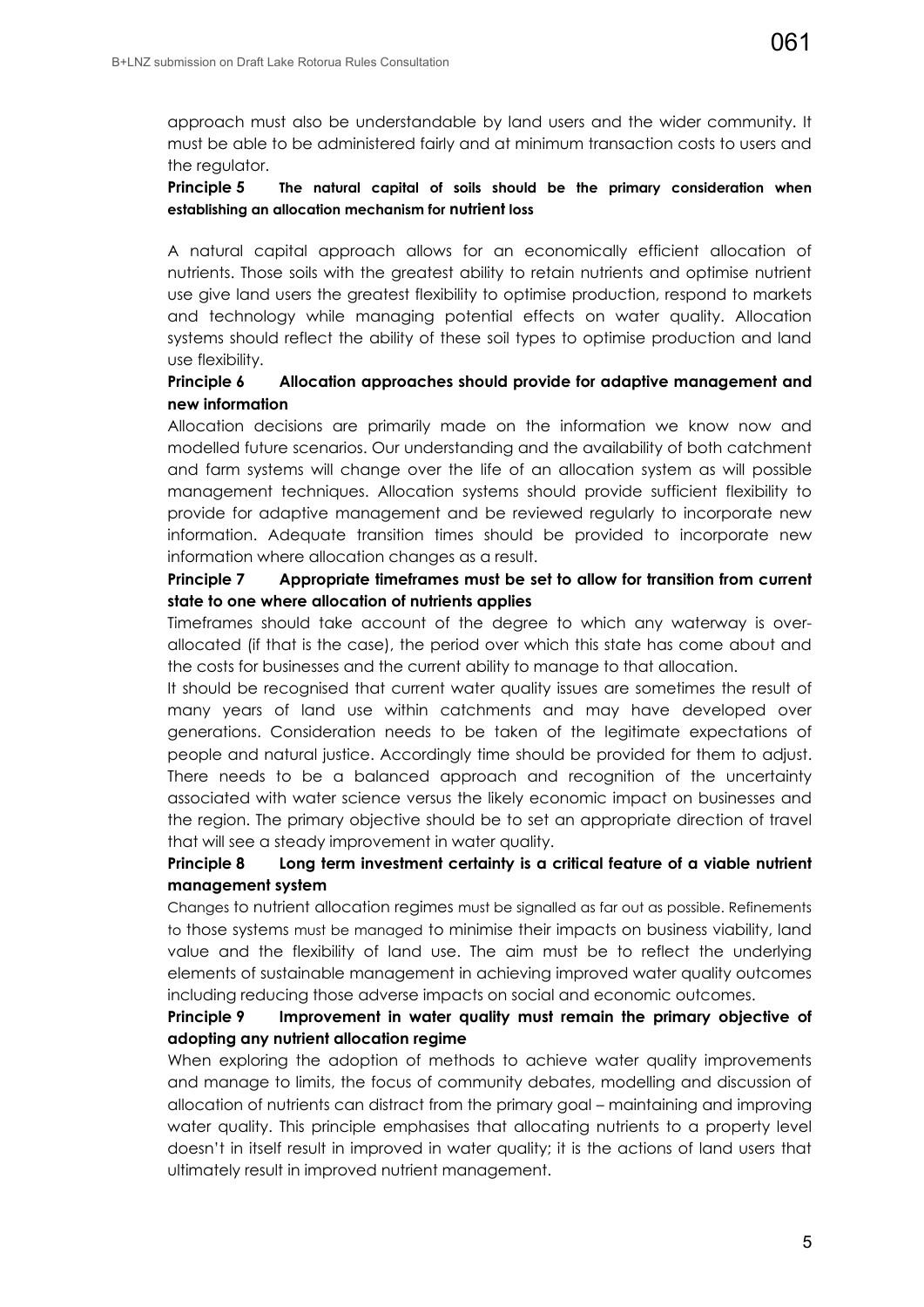approach must also be understandable by land users and the wider community. It must be able to be administered fairly and at minimum transaction costs to users and the regulator.

**Principle 5 The natural capital of soils should be the primary consideration when establishing an allocation mechanism for nutrient loss**

A natural capital approach allows for an economically efficient allocation of nutrients. Those soils with the greatest ability to retain nutrients and optimise nutrient use give land users the greatest flexibility to optimise production, respond to markets and technology while managing potential effects on water quality. Allocation systems should reflect the ability of these soil types to optimise production and land use flexibility.

**Principle 6 Allocation approaches should provide for adaptive management and new information**

Allocation decisions are primarily made on the information we know now and modelled future scenarios. Our understanding and the availability of both catchment and farm systems will change over the life of an allocation system as will possible management techniques. Allocation systems should provide sufficient flexibility to provide for adaptive management and be reviewed regularly to incorporate new information. Adequate transition times should be provided to incorporate new information where allocation changes as a result.

**Principle 7 Appropriate timeframes must be set to allow for transition from current state to one where allocation of nutrients applies**

Timeframes should take account of the degree to which any waterway is over-allocated (if that is the case), the period over which this state has come about and the costs for businesses and the current ability to manage to that allocation.

It should be recognised that current water quality issues are sometimes the result of many years of land use within catchments and may have developed over generations. Consideration needs to be taken of the legitimate expectations of people and natural justice. Accordingly time should be provided for them to adjust. There needs to be a balanced approach and recognition of the uncertainty associated with water science versus the likely economic impact on businesses and the region. The primary objective should be to set an appropriate direction of travel that will see a steady improvement in water quality.

**Principle 8 Long term investment certainty is a critical feature of a viable nutrient management system**

Changes to nutrient allocation regimes must be signalled as far out as possible. Refinements to those systems must be managed to minimise their impacts on business viability, land value and the flexibility of land use. The aim must be to reflect the underlying elements of sustainable management in achieving improved water quality outcomes including reducing those adverse impacts on social and economic outcomes.

**Principle 9 Improvement in water quality must remain the primary objective of adopting any nutrient allocation regime**

When exploring the adoption of methods to achieve water quality improvements and manage to limits, the focus of community debates, modelling and discussion of allocation of nutrients can distract from the primary goal – maintaining and improving water quality. This principle emphasises that allocating nutrients to a property level doesn't in itself result in improved in water quality; it is the actions of land users that ultimately result in improved nutrient management.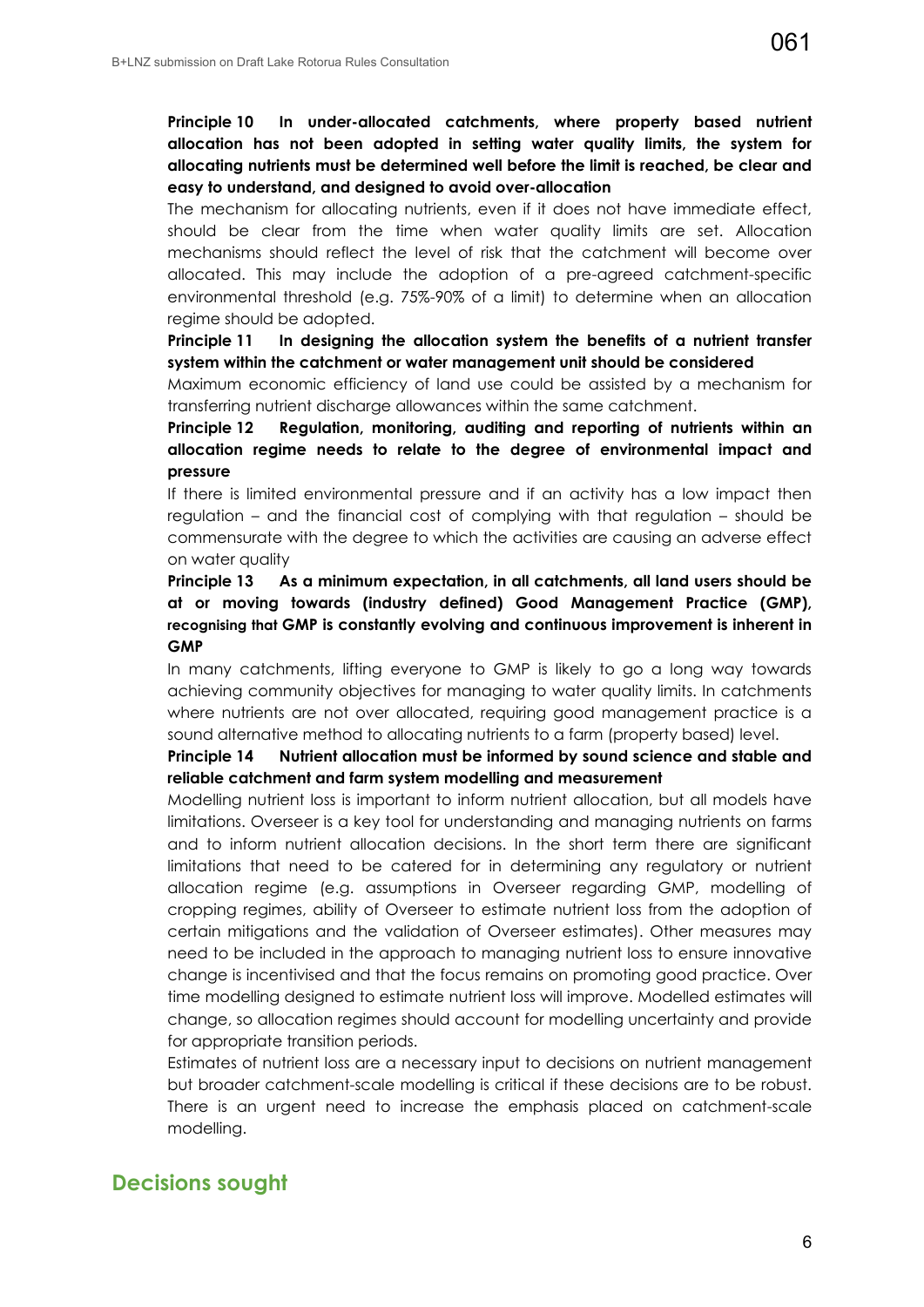**Principle 10 In under-allocated catchments, where property based nutrient allocation has not been adopted in setting water quality limits, the system for allocating nutrients must be determined well before the limit is reached, be clear and easy to understand, and designed to avoid over-allocation**

The mechanism for allocating nutrients, even if it does not have immediate effect, should be clear from the time when water quality limits are set. Allocation mechanisms should reflect the level of risk that the catchment will become over allocated. This may include the adoption of a pre-agreed catchment-specific environmental threshold (e.g. 75%-90% of a limit) to determine when an allocation regime should be adopted.

**Principle 11 In designing the allocation system the benefits of a nutrient transfer system within the catchment or water management unit should be considered**

Maximum economic efficiency of land use could be assisted by a mechanism for transferring nutrient discharge allowances within the same catchment.

**Principle 12 Regulation, monitoring, auditing and reporting of nutrients within an allocation regime needs to relate to the degree of environmental impact and pressure**

If there is limited environmental pressure and if an activity has a low impact then regulation – and the financial cost of complying with that regulation – should be commensurate with the degree to which the activities are causing an adverse effect on water quality

**Principle 13 As a minimum expectation, in all catchments, all land users should be at or moving towards (industry defined) Good Management Practice (GMP), recognising that GMP is constantly evolving and continuous improvement is inherent in GMP**

In many catchments, lifting everyone to GMP is likely to go a long way towards achieving community objectives for managing to water quality limits. In catchments where nutrients are not over allocated, requiring good management practice is a sound alternative method to allocating nutrients to a farm (property based) level.

**Principle 14 Nutrient allocation must be informed by sound science and stable and reliable catchment and farm system modelling and measurement**

Modelling nutrient loss is important to inform nutrient allocation, but all models have limitations. Overseer is a key tool for understanding and managing nutrients on farms and to inform nutrient allocation decisions. In the short term there are significant limitations that need to be catered for in determining any regulatory or nutrient allocation regime (e.g. assumptions in Overseer regarding GMP, modelling of cropping regimes, ability of Overseer to estimate nutrient loss from the adoption of certain mitigations and the validation of Overseer estimates). Other measures may need to be included in the approach to managing nutrient loss to ensure innovative change is incentivised and that the focus remains on promoting good practice. Over time modelling designed to estimate nutrient loss will improve. Modelled estimates will change, so allocation regimes should account for modelling uncertainty and provide for appropriate transition periods.

Estimates of nutrient loss are a necessary input to decisions on nutrient management but broader catchment-scale modelling is critical if these decisions are to be robust. There is an urgent need to increase the emphasis placed on catchment-scale modelling.

## Decisions sought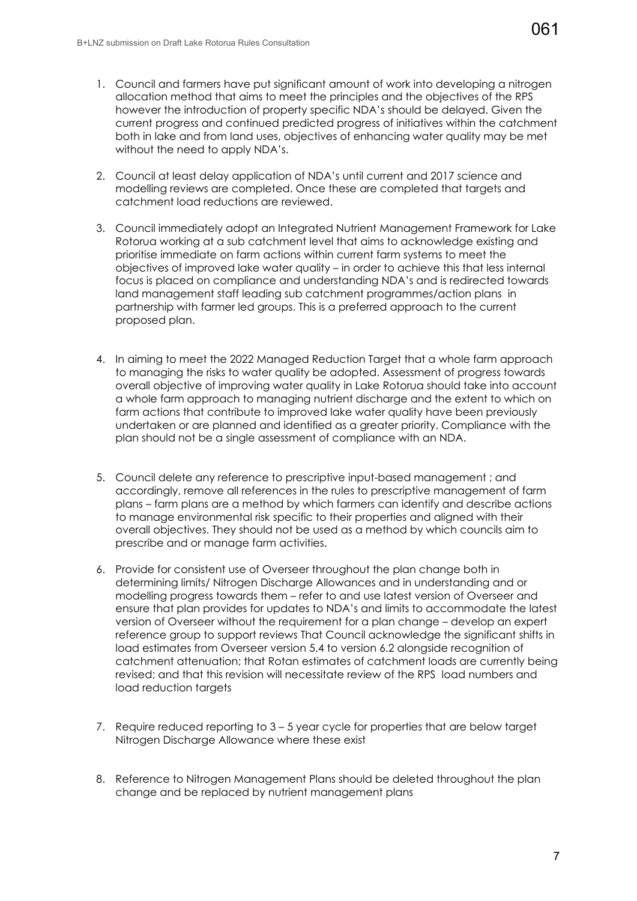1. Council and farmers have put significant amount of work into developing a nitrogen allocation method that aims to meet the principles and the objectives of the RPS however the introduction of property specific NDA's should be delayed. Given the current progress and continued predicted progress of initiatives within the catchment both in lake and from land uses, objectives of enhancing water quality may be met without the need to apply NDA's.

2. Council at least delay application of NDA's until current and 2017 science and modelling reviews are completed. Once these are completed that targets and catchment load reductions are reviewed.

3. Council immediately adopt an Integrated Nutrient Management Framework for Lake Rotorua working at a sub catchment level that aims to acknowledge existing and prioritise immediate on farm actions within current farm systems to meet the objectives of improved lake water quality – in order to achieve this that less internal focus is placed on compliance and understanding NDA's and is redirected towards land management staff leading sub catchment programmes/action plans in partnership with farmer led groups. This is a preferred approach to the current proposed plan.

4. In aiming to meet the 2022 Managed Reduction Target that a whole farm approach to managing the risks to water quality be adopted. Assessment of progress towards overall objective of improving water quality in Lake Rotorua should take into account a whole farm approach to managing nutrient discharge and the extent to which on farm actions that contribute to improved lake water quality have been previously undertaken or are planned and identified as a greater priority. Compliance with the plan should not be a single assessment of compliance with an NDA.

5. Council delete any reference to prescriptive input-based management ; and accordingly, remove all references in the rules to prescriptive management of farm plans – farm plans are a method by which farmers can identify and describe actions to manage environmental risk specific to their properties and aligned with their overall objectives. They should not be used as a method by which councils aim to prescribe and or manage farm activities.

6. Provide for consistent use of Overseer throughout the plan change both in determining limits/ Nitrogen Discharge Allowances and in understanding and or modelling progress towards them – refer to and use latest version of Overseer and ensure that plan provides for updates to NDA's and limits to accommodate the latest version of Overseer without the requirement for a plan change – develop an expert reference group to support reviews That Council acknowledge the significant shifts in load estimates from Overseer version 5.4 to version 6.2 alongside recognition of catchment attenuation; that Rotan estimates of catchment loads are currently being revised; and that this revision will necessitate review of the RPS load numbers and load reduction targets

7. Require reduced reporting to 3 – 5 year cycle for properties that are below target Nitrogen Discharge Allowance where these exist

8. Reference to Nitrogen Management Plans should be deleted throughout the plan change and be replaced by nutrient management plans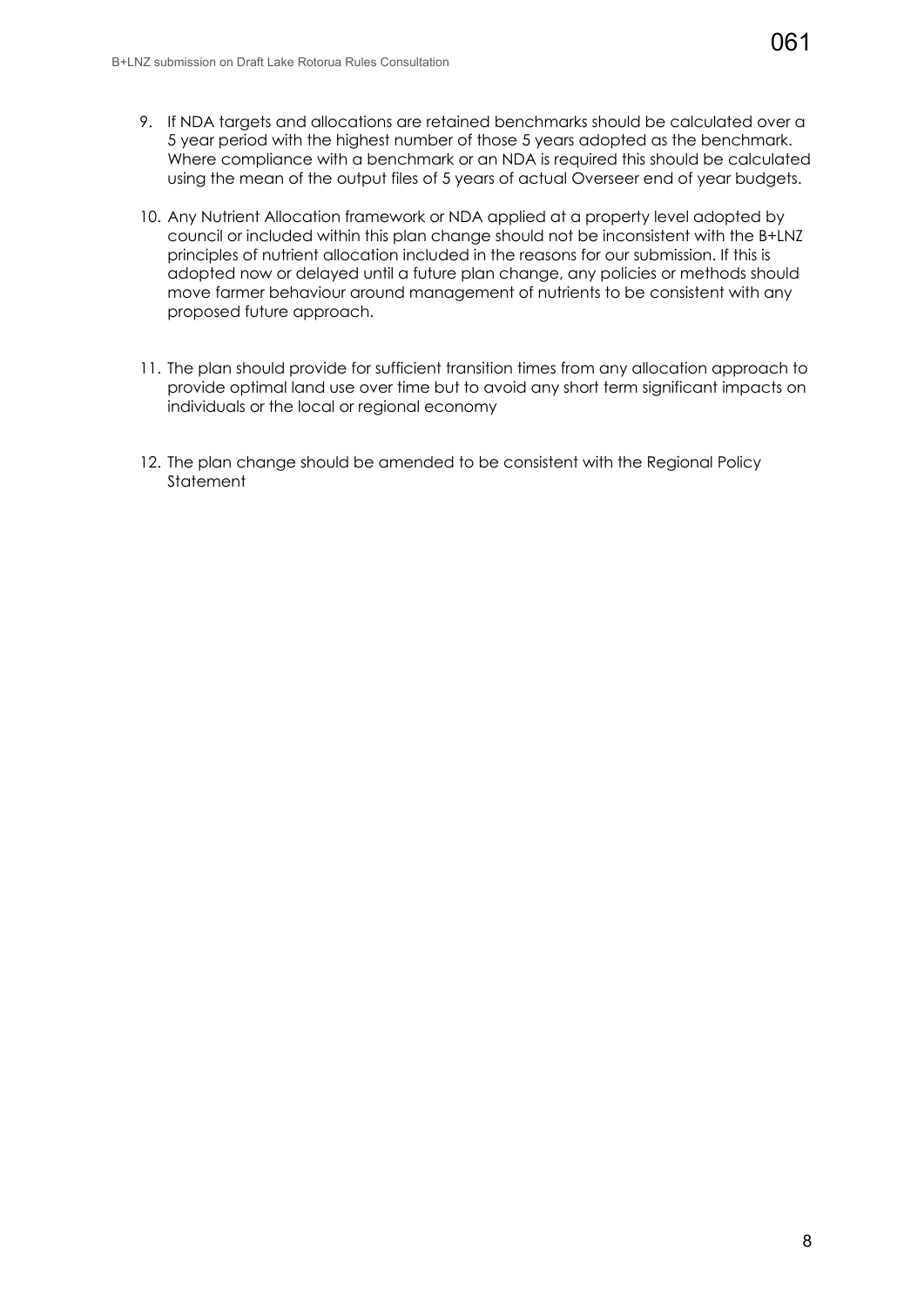9. If NDA targets and allocations are retained benchmarks should be calculated over a 5 year period with the highest number of those 5 years adopted as the benchmark. Where compliance with a benchmark or an NDA is required this should be calculated using the mean of the output files of 5 years of actual Overseer end of year budgets.

10. Any Nutrient Allocation framework or NDA applied at a property level adopted by council or included within this plan change should not be inconsistent with the B+LNZ principles of nutrient allocation included in the reasons for our submission. If this is adopted now or delayed until a future plan change, any policies or methods should move farmer behaviour around management of nutrients to be consistent with any proposed future approach.

11. The plan should provide for sufficient transition times from any allocation approach to provide optimal land use over time but to avoid any short term significant impacts on individuals or the local or regional economy

12. The plan change should be amended to be consistent with the Regional Policy Statement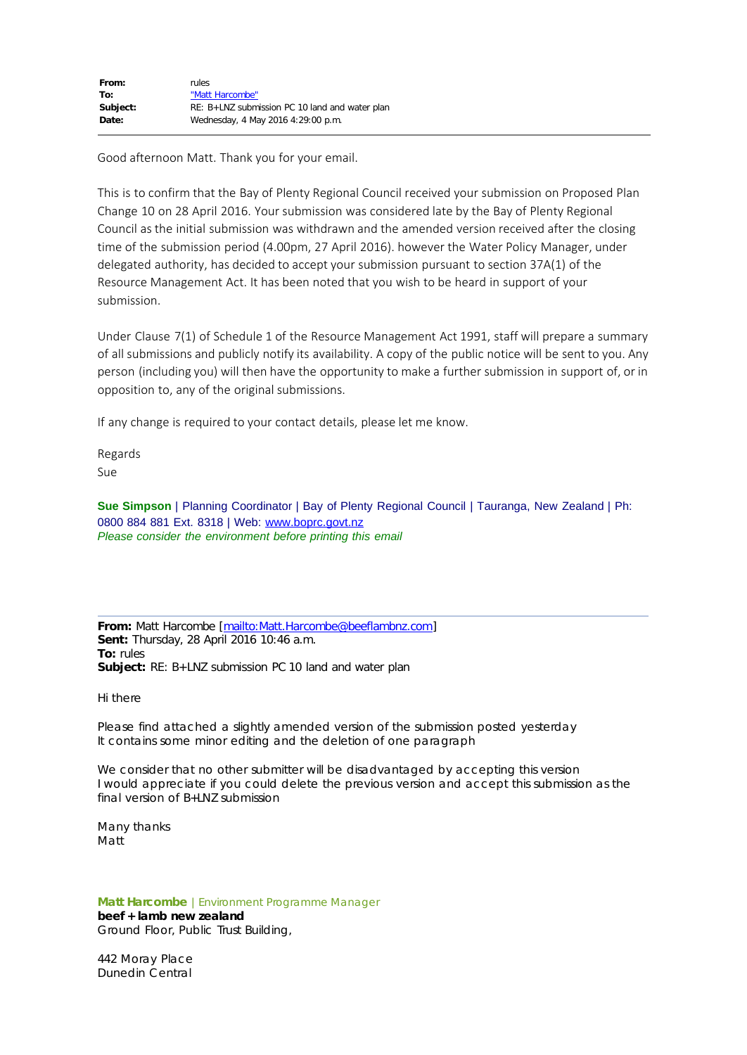| | |
|---|---|
| **From:** | rules |
| **To:** | "Matt Harcombe" |
| **Subject:** | RE: B+LNZ submission PC 10 land and water plan |
| **Date:** | Wednesday, 4 May 2016 4:29:00 p.m. |

Good afternoon Matt. Thank you for your email.

This is to confirm that the Bay of Plenty Regional Council received your submission on Proposed Plan Change 10 on 28 April 2016. Your submission was considered late by the Bay of Plenty Regional Council as the initial submission was withdrawn and the amended version received after the closing time of the submission period (4.00pm, 27 April 2016). however the Water Policy Manager, under delegated authority, has decided to accept your submission pursuant to section 37A(1) of the Resource Management Act. It has been noted that you wish to be heard in support of your submission.

Under Clause 7(1) of Schedule 1 of the Resource Management Act 1991, staff will prepare a summary of all submissions and publicly notify its availability. A copy of the public notice will be sent to you. Any person (including you) will then have the opportunity to make a further submission in support of, or in opposition to, any of the original submissions.

If any change is required to your contact details, please let me know.

Regards
Sue

**Sue Simpson** | Planning Coordinator | Bay of Plenty Regional Council | Tauranga, New Zealand | Ph: 0800 884 881 Ext. 8318 | Web: www.boprc.govt.nz
*Please consider the environment before printing this email*

---

**From:** Matt Harcombe [mailto:Matt.Harcombe@beeflambnz.com]
**Sent:** Thursday, 28 April 2016 10:46 a.m.
**To:** rules
**Subject:** RE: B+LNZ submission PC 10 land and water plan

Hi there

Please find attached a slightly amended version of the submission posted yesterday
It contains some minor editing and the deletion of one paragraph

We consider that no other submitter will be disadvantaged by accepting this version
I would appreciate if you could delete the previous version and accept this submission as the final version of B+LNZ submission

Many thanks
Matt

**Matt Harcombe** | Environment Programme Manager
**beef + lamb new zealand**
Ground Floor, Public Trust Building,

442 Moray Place
Dunedin Central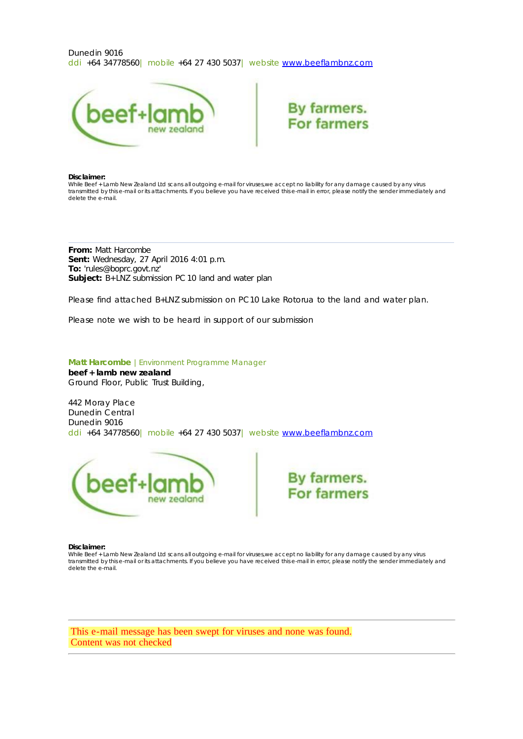Dunedin 9016
ddi +64 34778560| mobile +64 27 430 5037| website www.beeflambnz.com

beef+lamb new zealand

By farmers. For farmers

**Disclaimer:**
While Beef + Lamb New Zealand Ltd scans all outgoing e-mail for viruses,we accept no liability for any damage caused by any virus transmitted by this e-mail or its attachments. If you believe you have received this e-mail in error, please notify the sender immediately and delete the e-mail.

---

**From:** Matt Harcombe
**Sent:** Wednesday, 27 April 2016 4:01 p.m.
**To:** 'rules@boprc.govt.nz'
**Subject:** B+LNZ submission PC 10 land and water plan

Please find attached B+LNZ submission on PC10 Lake Rotorua to the land and water plan.

Please note we wish to be heard in support of our submission

**Matt Harcombe** | Environment Programme Manager
**beef + lamb new zealand**
Ground Floor, Public Trust Building,

442 Moray Place
Dunedin Central
Dunedin 9016
ddi +64 34778560| mobile +64 27 430 5037| website www.beeflambnz.com

beef+lamb new zealand

By farmers. For farmers

**Disclaimer:**
While Beef + Lamb New Zealand Ltd scans all outgoing e-mail for viruses,we accept no liability for any damage caused by any virus transmitted by this e-mail or its attachments. If you believe you have received this e-mail in error, please notify the sender immediately and delete the e-mail.

---

This e-mail message has been swept for viruses and none was found.
Content was not checked

---